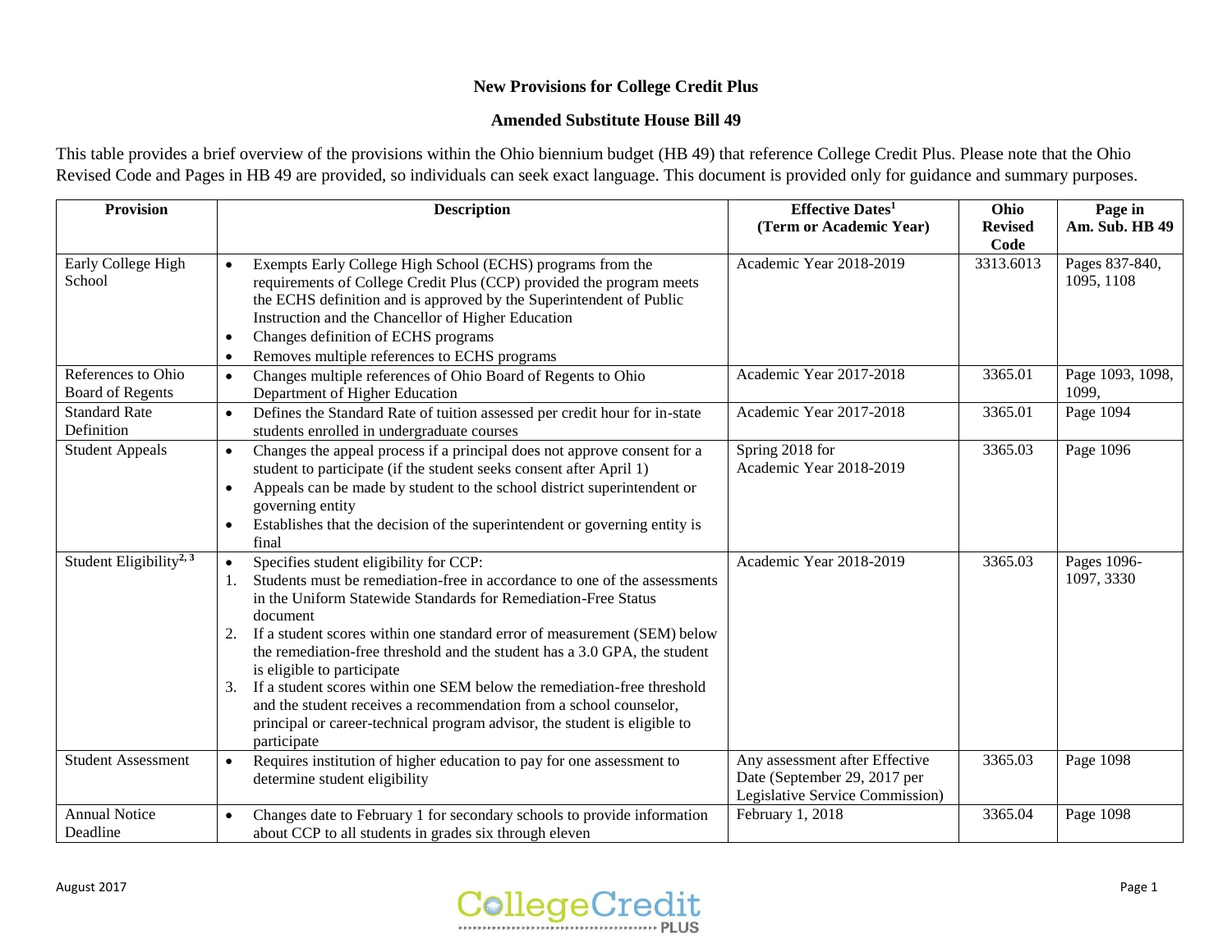**New Provisions for College Credit Plus**

**Amended Substitute House Bill 49**

This table provides a brief overview of the provisions within the Ohio biennium budget (HB 49) that reference College Credit Plus. Please note that the Ohio Revised Code and Pages in HB 49 are provided, so individuals can seek exact language. This document is provided only for guidance and summary purposes.

| Provision | Description | Effective Dates[1] (Term or Academic Year) | Ohio Revised Code | Page in Am. Sub. HB 49 |
|---|---|---|---|---|
| Early College High School | • Exempts Early College High School (ECHS) programs from the requirements of College Credit Plus (CCP) provided the program meets the ECHS definition and is approved by the Superintendent of Public Instruction and the Chancellor of Higher Education<br>• Changes definition of ECHS programs<br>• Removes multiple references to ECHS programs | Academic Year 2018-2019 | 3313.6013 | Pages 837-840, 1095, 1108 |
| References to Ohio Board of Regents | • Changes multiple references of Ohio Board of Regents to Ohio Department of Higher Education | Academic Year 2017-2018 | 3365.01 | Page 1093, 1098, 1099, |
| Standard Rate Definition | • Defines the Standard Rate of tuition assessed per credit hour for in-state students enrolled in undergraduate courses | Academic Year 2017-2018 | 3365.01 | Page 1094 |
| Student Appeals | • Changes the appeal process if a principal does not approve consent for a student to participate (if the student seeks consent after April 1)<br>• Appeals can be made by student to the school district superintendent or governing entity<br>• Establishes that the decision of the superintendent or governing entity is final | Spring 2018 for Academic Year 2018-2019 | 3365.03 | Page 1096 |
| Student Eligibility[2, 3] | • Specifies student eligibility for CCP:<br>1. Students must be remediation-free in accordance to one of the assessments in the Uniform Statewide Standards for Remediation-Free Status document<br>2. If a student scores within one standard error of measurement (SEM) below the remediation-free threshold and the student has a 3.0 GPA, the student is eligible to participate<br>3. If a student scores within one SEM below the remediation-free threshold and the student receives a recommendation from a school counselor, principal or career-technical program advisor, the student is eligible to participate | Academic Year 2018-2019 | 3365.03 | Pages 1096-1097, 3330 |
| Student Assessment | • Requires institution of higher education to pay for one assessment to determine student eligibility | Any assessment after Effective Date (September 29, 2017 per Legislative Service Commission) | 3365.03 | Page 1098 |
| Annual Notice Deadline | • Changes date to February 1 for secondary schools to provide information about CCP to all students in grades six through eleven | February 1, 2018 | 3365.04 | Page 1098 |

August 2017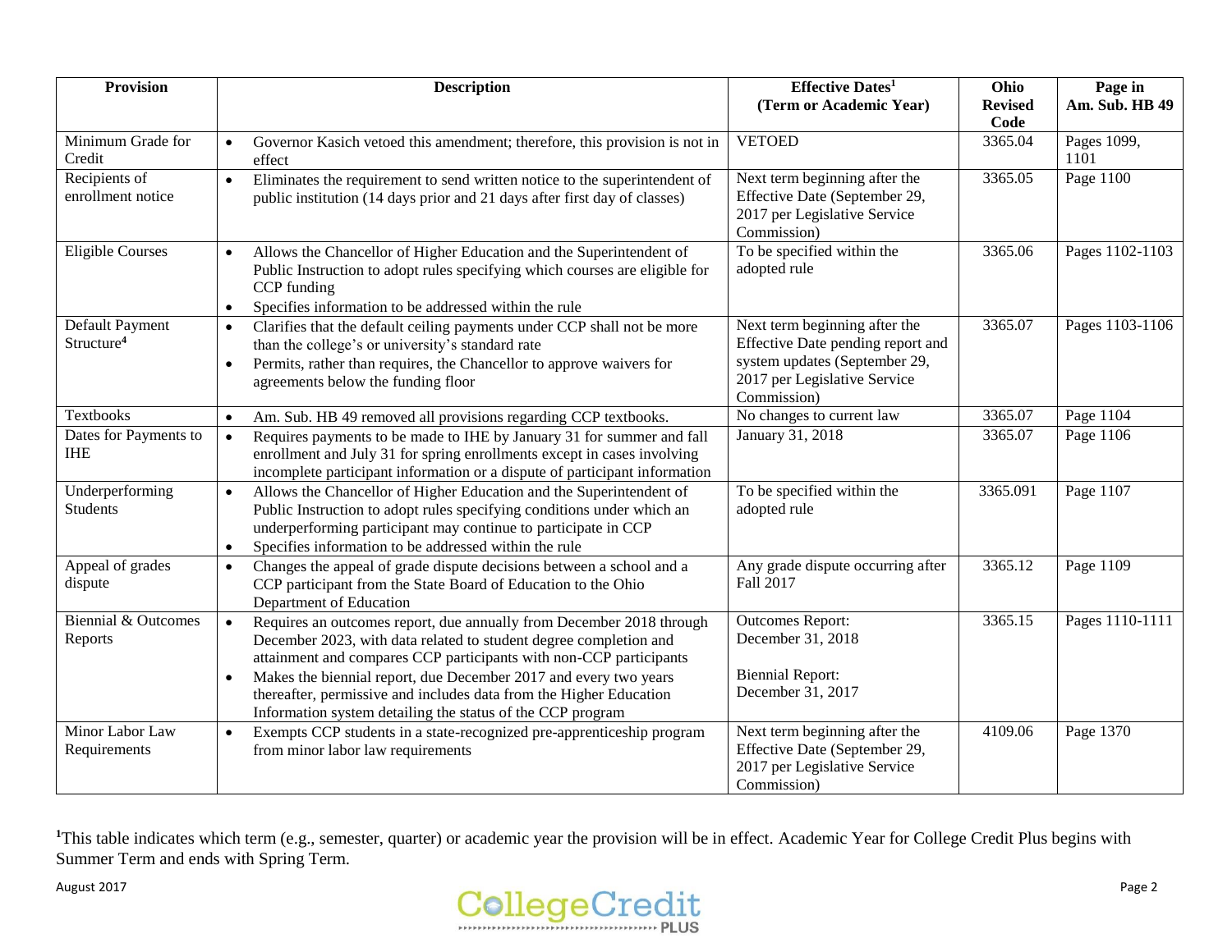| Provision | Description | Effective Dates[1] (Term or Academic Year) | Ohio Revised Code | Page in Am. Sub. HB 49 |
|---|---|---|---|---|
| Minimum Grade for Credit | • Governor Kasich vetoed this amendment; therefore, this provision is not in effect | VETOED | 3365.04 | Pages 1099, 1101 |
| Recipients of enrollment notice | • Eliminates the requirement to send written notice to the superintendent of public institution (14 days prior and 21 days after first day of classes) | Next term beginning after the Effective Date (September 29, 2017 per Legislative Service Commission) | 3365.05 | Page 1100 |
| Eligible Courses | • Allows the Chancellor of Higher Education and the Superintendent of Public Instruction to adopt rules specifying which courses are eligible for CCP funding<br>• Specifies information to be addressed within the rule | To be specified within the adopted rule | 3365.06 | Pages 1102-1103 |
| Default Payment Structure[4] | • Clarifies that the default ceiling payments under CCP shall not be more than the college's or university's standard rate<br>• Permits, rather than requires, the Chancellor to approve waivers for agreements below the funding floor | Next term beginning after the Effective Date pending report and system updates (September 29, 2017 per Legislative Service Commission) | 3365.07 | Pages 1103-1106 |
| Textbooks | • Am. Sub. HB 49 removed all provisions regarding CCP textbooks. | No changes to current law | 3365.07 | Page 1104 |
| Dates for Payments to IHE | • Requires payments to be made to IHE by January 31 for summer and fall enrollment and July 31 for spring enrollments except in cases involving incomplete participant information or a dispute of participant information | January 31, 2018 | 3365.07 | Page 1106 |
| Underperforming Students | • Allows the Chancellor of Higher Education and the Superintendent of Public Instruction to adopt rules specifying conditions under which an underperforming participant may continue to participate in CCP<br>• Specifies information to be addressed within the rule | To be specified within the adopted rule | 3365.091 | Page 1107 |
| Appeal of grades dispute | • Changes the appeal of grade dispute decisions between a school and a CCP participant from the State Board of Education to the Ohio Department of Education | Any grade dispute occurring after Fall 2017 | 3365.12 | Page 1109 |
| Biennial & Outcomes Reports | • Requires an outcomes report, due annually from December 2018 through December 2023, with data related to student degree completion and attainment and compares CCP participants with non-CCP participants<br>• Makes the biennial report, due December 2017 and every two years thereafter, permissive and includes data from the Higher Education Information system detailing the status of the CCP program | Outcomes Report: December 31, 2018<br><br>Biennial Report: December 31, 2017 | 3365.15 | Pages 1110-1111 |
| Minor Labor Law Requirements | • Exempts CCP students in a state-recognized pre-apprenticeship program from minor labor law requirements | Next term beginning after the Effective Date (September 29, 2017 per Legislative Service Commission) | 4109.06 | Page 1370 |

[1]This table indicates which term (e.g., semester, quarter) or academic year the provision will be in effect. Academic Year for College Credit Plus begins with Summer Term and ends with Spring Term.

August 2017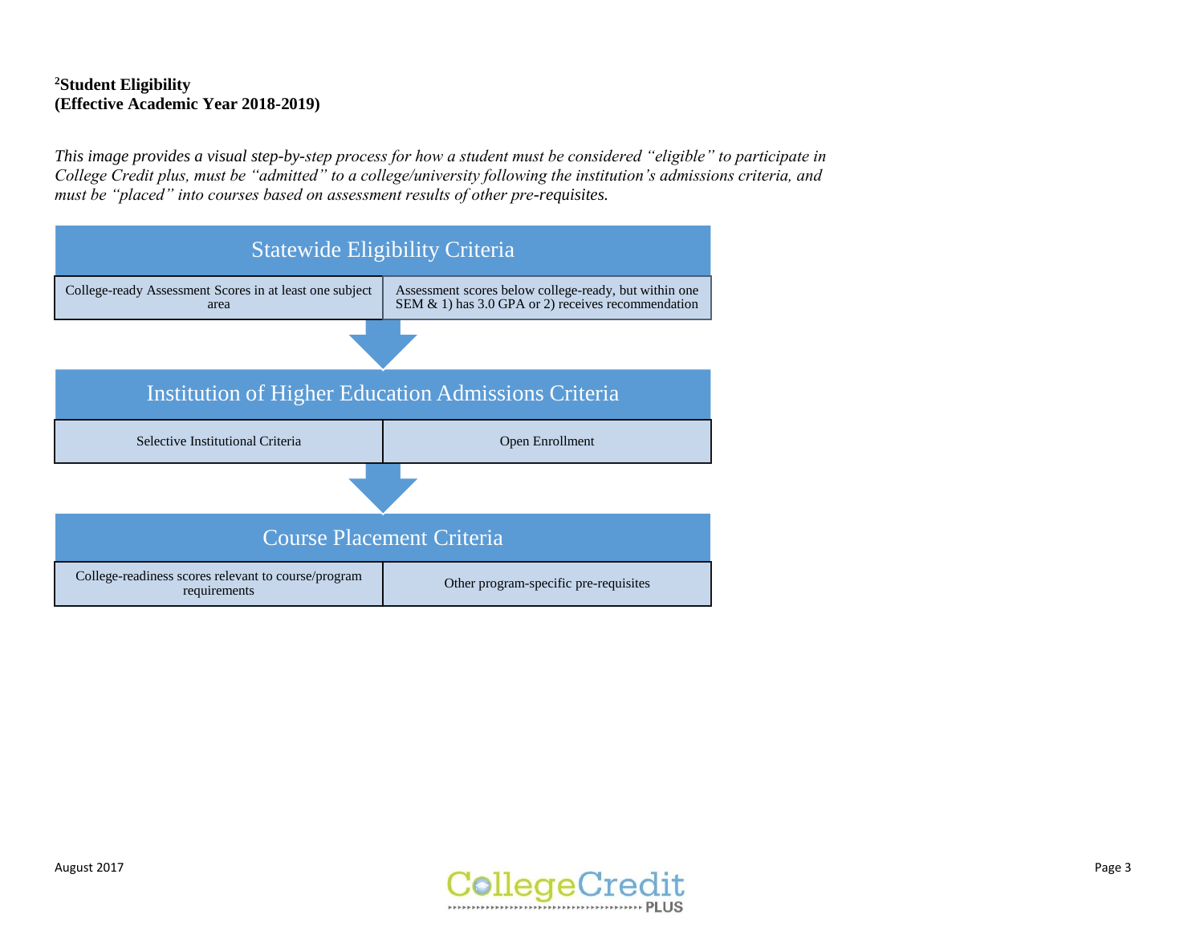**[2]Student Eligibility**
**(Effective Academic Year 2018-2019)**

*This image provides a visual step-by-step process for how a student must be considered "eligible" to participate in College Credit plus, must be "admitted" to a college/university following the institution's admissions criteria, and must be "placed" into courses based on assessment results of other pre-requisites.*

| Statewide Eligibility Criteria | |
|---|---|
| College-ready Assessment Scores in at least one subject area | Assessment scores below college-ready, but within one SEM & 1) has 3.0 GPA or 2) receives recommendation |

↓

| Institution of Higher Education Admissions Criteria | |
|---|---|
| Selective Institutional Criteria | Open Enrollment |

↓

| Course Placement Criteria | |
|---|---|
| College-readiness scores relevant to course/program requirements | Other program-specific pre-requisites |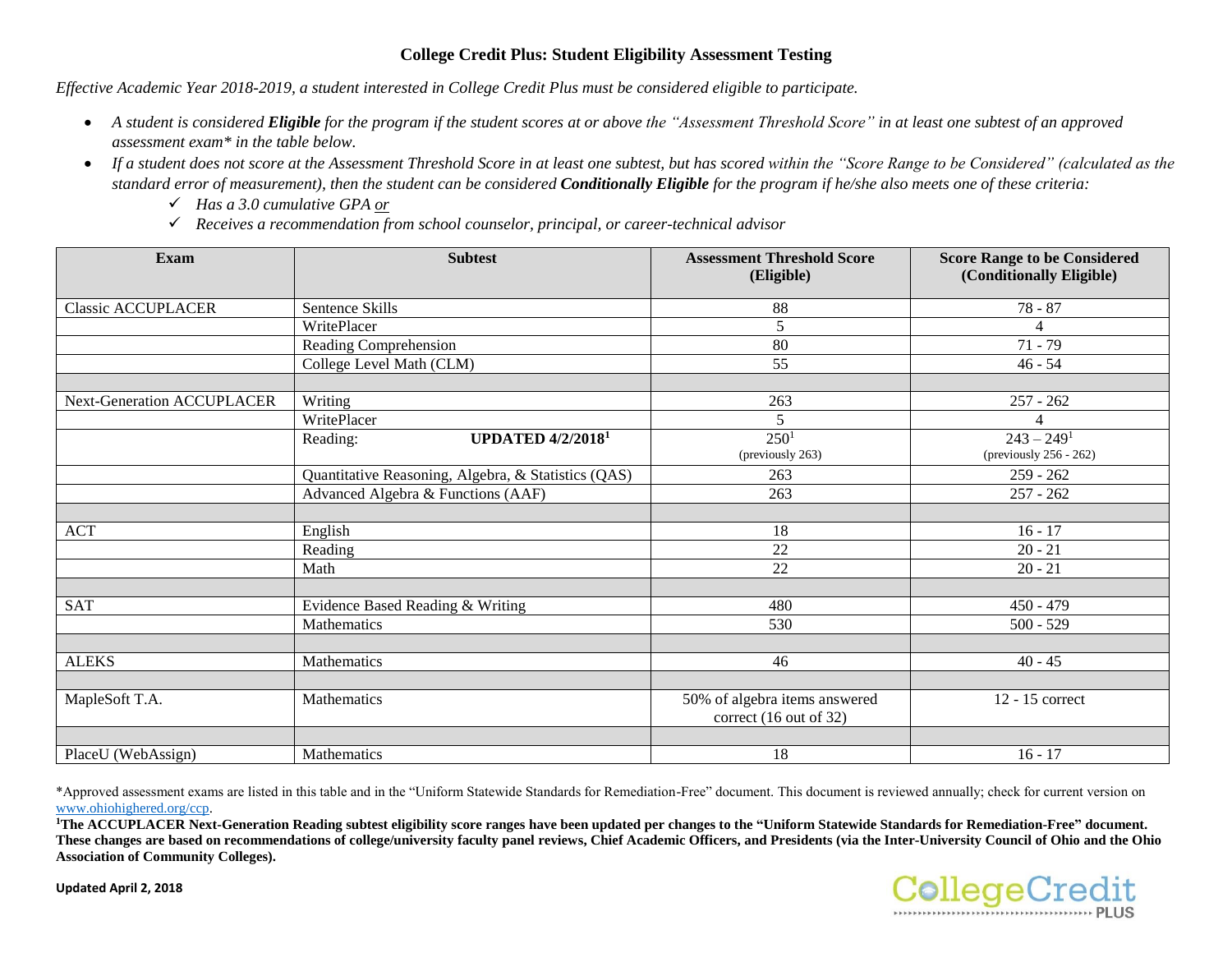# College Credit Plus: Student Eligibility Assessment Testing

*Effective Academic Year 2018-2019, a student interested in College Credit Plus must be considered eligible to participate.*

- *A student is considered **Eligible** for the program if the student scores at or above the "Assessment Threshold Score" in at least one subtest of an approved assessment exam* in the table below.*
- *If a student does not score at the Assessment Threshold Score in at least one subtest, but has scored within the "Score Range to be Considered" (calculated as the standard error of measurement), then the student can be considered **Conditionally Eligible** for the program if he/she also meets one of these criteria:*
  - ✓ *Has a 3.0 cumulative GPA or*
  - ✓ *Receives a recommendation from school counselor, principal, or career-technical advisor*

| Exam | Subtest | Assessment Threshold Score (Eligible) | Score Range to be Considered (Conditionally Eligible) |
|---|---|---|---|
| Classic ACCUPLACER | Sentence Skills | 88 | 78 - 87 |
| | WritePlacer | 5 | 4 |
| | Reading Comprehension | 80 | 71 - 79 |
| | College Level Math (CLM) | 55 | 46 - 54 |
| | | | |
| Next-Generation ACCUPLACER | Writing | 263 | 257 - 262 |
| | WritePlacer | 5 | 4 |
| | Reading: **UPDATED 4/2/2018[1]** | 250[1] (previously 263) | 243 – 249[1] (previously 256 - 262) |
| | Quantitative Reasoning, Algebra, & Statistics (QAS) | 263 | 259 - 262 |
| | Advanced Algebra & Functions (AAF) | 263 | 257 - 262 |
| | | | |
| ACT | English | 18 | 16 - 17 |
| | Reading | 22 | 20 - 21 |
| | Math | 22 | 20 - 21 |
| | | | |
| SAT | Evidence Based Reading & Writing | 480 | 450 - 479 |
| | Mathematics | 530 | 500 - 529 |
| | | | |
| ALEKS | Mathematics | 46 | 40 - 45 |
| | | | |
| MapleSoft T.A. | Mathematics | 50% of algebra items answered correct (16 out of 32) | 12 - 15 correct |
| | | | |
| PlaceU (WebAssign) | Mathematics | 18 | 16 - 17 |

*Approved assessment exams are listed in this table and in the "Uniform Statewide Standards for Remediation-Free" document. This document is reviewed annually; check for current version on www.ohiohighered.org/ccp.

**[1]The ACCUPLACER Next-Generation Reading subtest eligibility score ranges have been updated per changes to the "Uniform Statewide Standards for Remediation-Free" document. These changes are based on recommendations of college/university faculty panel reviews, Chief Academic Officers, and Presidents (via the Inter-University Council of Ohio and the Ohio Association of Community Colleges).**

**Updated April 2, 2018**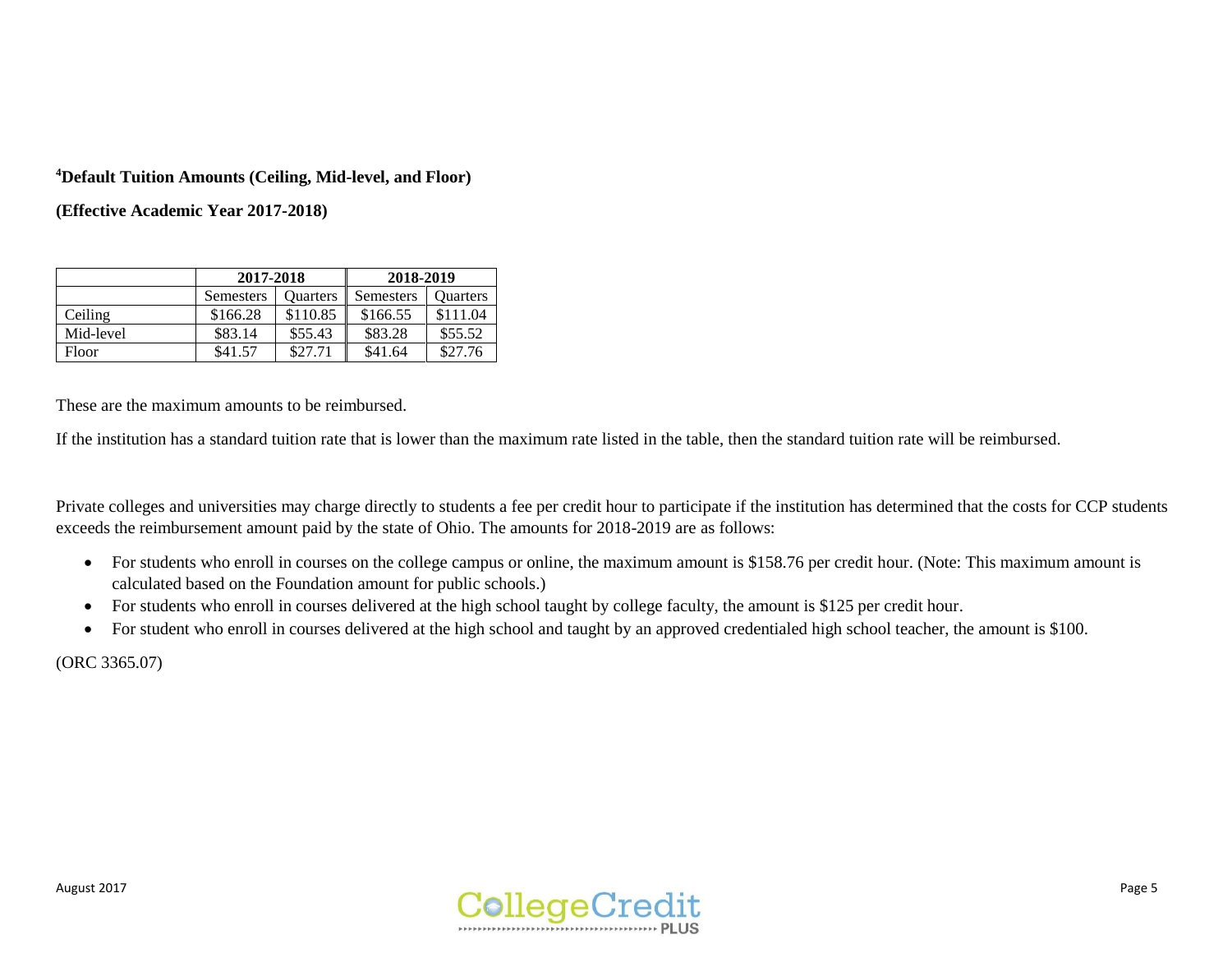**[4]Default Tuition Amounts (Ceiling, Mid-level, and Floor)**

**(Effective Academic Year 2017-2018)**

| | 2017-2018 | | 2018-2019 | |
|---|---|---|---|---|
| | Semesters | Quarters | Semesters | Quarters |
| Ceiling | $166.28 | $110.85 | $166.55 | $111.04 |
| Mid-level | $83.14 | $55.43 | $83.28 | $55.52 |
| Floor | $41.57 | $27.71 | $41.64 | $27.76 |

These are the maximum amounts to be reimbursed.

If the institution has a standard tuition rate that is lower than the maximum rate listed in the table, then the standard tuition rate will be reimbursed.

Private colleges and universities may charge directly to students a fee per credit hour to participate if the institution has determined that the costs for CCP students exceeds the reimbursement amount paid by the state of Ohio. The amounts for 2018-2019 are as follows:

- For students who enroll in courses on the college campus or online, the maximum amount is $158.76 per credit hour. (Note: This maximum amount is calculated based on the Foundation amount for public schools.)
- For students who enroll in courses delivered at the high school taught by college faculty, the amount is $125 per credit hour.
- For student who enroll in courses delivered at the high school and taught by an approved credentialed high school teacher, the amount is $100.

(ORC 3365.07)